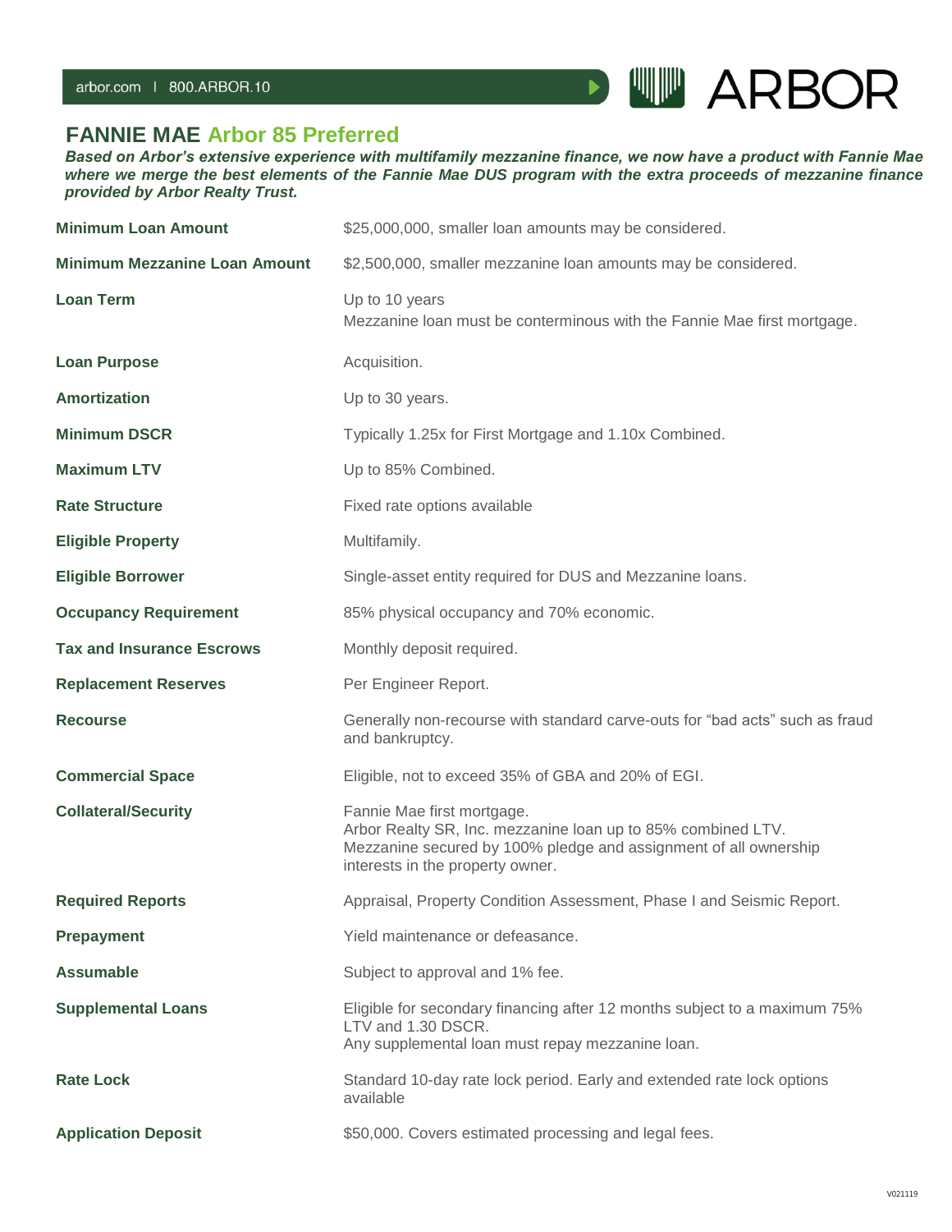# FANNIE MAE Arbor 85 Preferred

***Based on Arbor's extensive experience with multifamily mezzanine finance, we now have a product with Fannie Mae where we merge the best elements of the Fannie Mae DUS program with the extra proceeds of mezzanine finance provided by Arbor Realty Trust.***

| | |
|---|---|
| **Minimum Loan Amount** | $25,000,000, smaller loan amounts may be considered. |
| **Minimum Mezzanine Loan Amount** | $2,500,000, smaller mezzanine loan amounts may be considered. |
| **Loan Term** | Up to 10 years<br>Mezzanine loan must be conterminous with the Fannie Mae first mortgage. |
| **Loan Purpose** | Acquisition. |
| **Amortization** | Up to 30 years. |
| **Minimum DSCR** | Typically 1.25x for First Mortgage and 1.10x Combined. |
| **Maximum LTV** | Up to 85% Combined. |
| **Rate Structure** | Fixed rate options available |
| **Eligible Property** | Multifamily. |
| **Eligible Borrower** | Single-asset entity required for DUS and Mezzanine loans. |
| **Occupancy Requirement** | 85% physical occupancy and 70% economic. |
| **Tax and Insurance Escrows** | Monthly deposit required. |
| **Replacement Reserves** | Per Engineer Report. |
| **Recourse** | Generally non-recourse with standard carve-outs for "bad acts" such as fraud and bankruptcy. |
| **Commercial Space** | Eligible, not to exceed 35% of GBA and 20% of EGI. |
| **Collateral/Security** | Fannie Mae first mortgage.<br>Arbor Realty SR, Inc. mezzanine loan up to 85% combined LTV.<br>Mezzanine secured by 100% pledge and assignment of all ownership interests in the property owner. |
| **Required Reports** | Appraisal, Property Condition Assessment, Phase I and Seismic Report. |
| **Prepayment** | Yield maintenance or defeasance. |
| **Assumable** | Subject to approval and 1% fee. |
| **Supplemental Loans** | Eligible for secondary financing after 12 months subject to a maximum 75% LTV and 1.30 DSCR.<br>Any supplemental loan must repay mezzanine loan. |
| **Rate Lock** | Standard 10-day rate lock period. Early and extended rate lock options available |
| **Application Deposit** | $50,000. Covers estimated processing and legal fees. |

V021119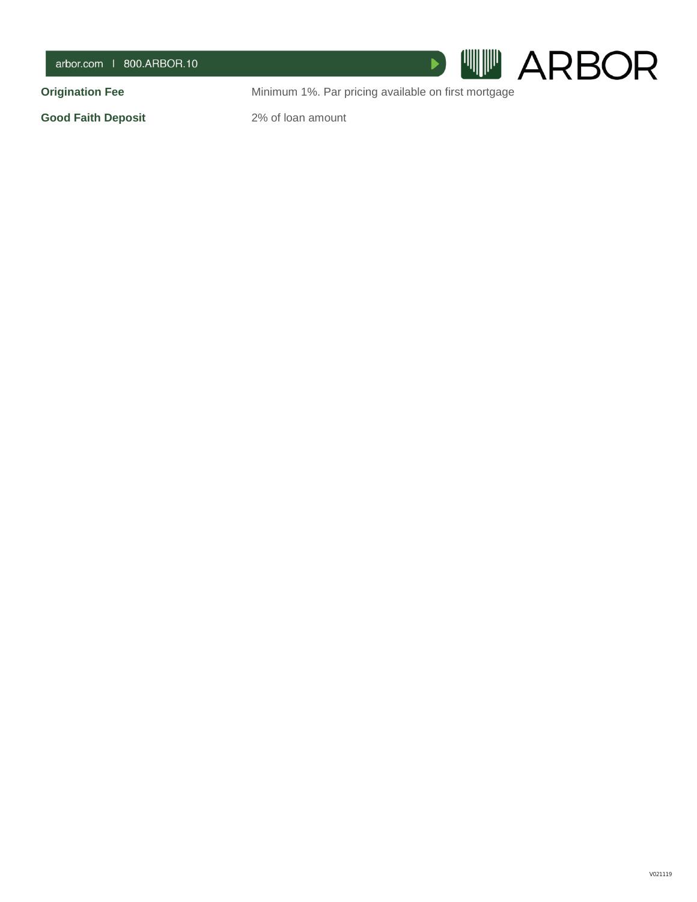| | |
|---|---|
| **Origination Fee** | Minimum 1%. Par pricing available on first mortgage |
| **Good Faith Deposit** | 2% of loan amount |